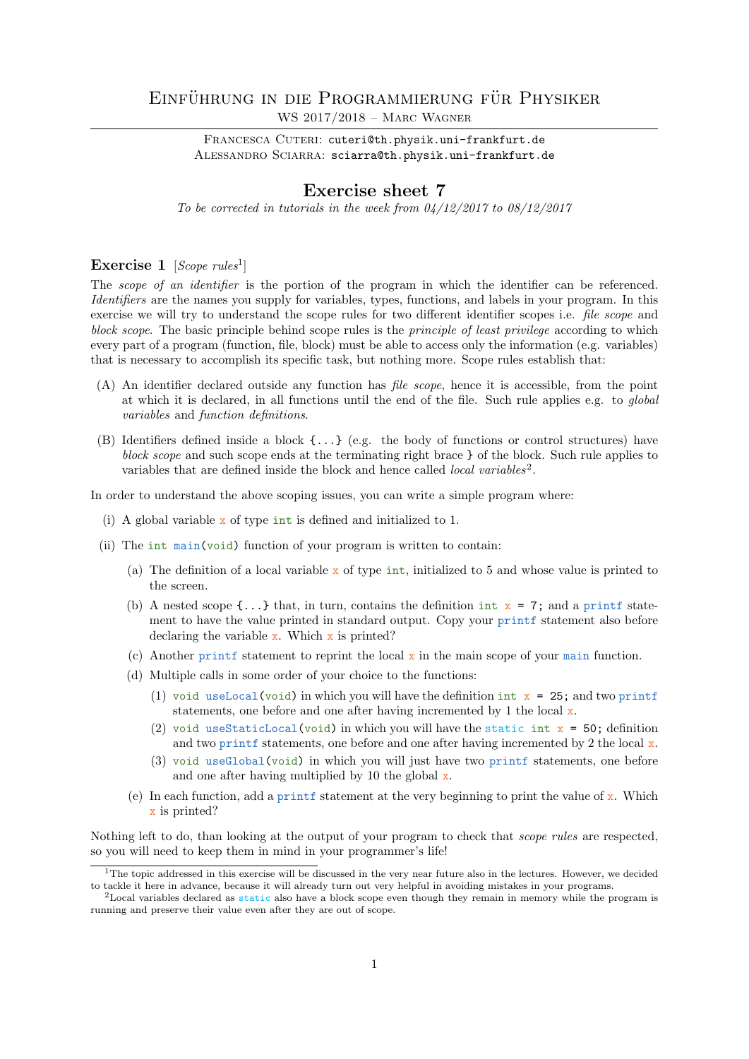# Einführung in die Programmierung für Physiker

WS 2017/2018 – Marc Wagner

Francesca Cuteri: `cuteri@th.physik.uni-frankfurt.de`
Alessandro Sciarra: `sciarra@th.physik.uni-frankfurt.de`

## Exercise sheet 7

*To be corrected in tutorials in the week from 04/12/2017 to 08/12/2017*

### Exercise 1 [*Scope rules*[1]]

The *scope of an identifier* is the portion of the program in which the identifier can be referenced. *Identifiers* are the names you supply for variables, types, functions, and labels in your program. In this exercise we will try to understand the scope rules for two different identifier scopes i.e. *file scope* and *block scope*. The basic principle behind scope rules is the *principle of least privilege* according to which every part of a program (function, file, block) must be able to access only the information (e.g. variables) that is necessary to accomplish its specific task, but nothing more. Scope rules establish that:

(A) An identifier declared outside any function has *file scope*, hence it is accessible, from the point at which it is declared, in all functions until the end of the file. Such rule applies e.g. to *global variables* and *function definitions*.

(B) Identifiers defined inside a block `{...}` (e.g. the body of functions or control structures) have *block scope* and such scope ends at the terminating right brace `}` of the block. Such rule applies to variables that are defined inside the block and hence called *local variables*[2].

In order to understand the above scoping issues, you can write a simple program where:

(i) A global variable `x` of type `int` is defined and initialized to 1.

(ii) The `int main(void)` function of your program is written to contain:

  (a) The definition of a local variable `x` of type `int`, initialized to 5 and whose value is printed to the screen.

  (b) A nested scope `{...}` that, in turn, contains the definition `int x = 7;` and a `printf` statement to have the value printed in standard output. Copy your `printf` statement also before declaring the variable `x`. Which `x` is printed?

  (c) Another `printf` statement to reprint the local `x` in the main scope of your `main` function.

  (d) Multiple calls in some order of your choice to the functions:

    (1) `void useLocal(void)` in which you will have the definition `int x = 25;` and two `printf` statements, one before and one after having incremented by 1 the local `x`.

    (2) `void useStaticLocal(void)` in which you will have the `static int x = 50;` definition and two `printf` statements, one before and one after having incremented by 2 the local `x`.

    (3) `void useGlobal(void)` in which you will just have two `printf` statements, one before and one after having multiplied by 10 the global `x`.

  (e) In each function, add a `printf` statement at the very beginning to print the value of `x`. Which `x` is printed?

Nothing left to do, than looking at the output of your program to check that *scope rules* are respected, so you will need to keep them in mind in your programmer's life!

---

[1] The topic addressed in this exercise will be discussed in the very near future also in the lectures. However, we decided to tackle it here in advance, because it will already turn out very helpful in avoiding mistakes in your programs.

[2] Local variables declared as `static` also have a block scope even though they remain in memory while the program is running and preserve their value even after they are out of scope.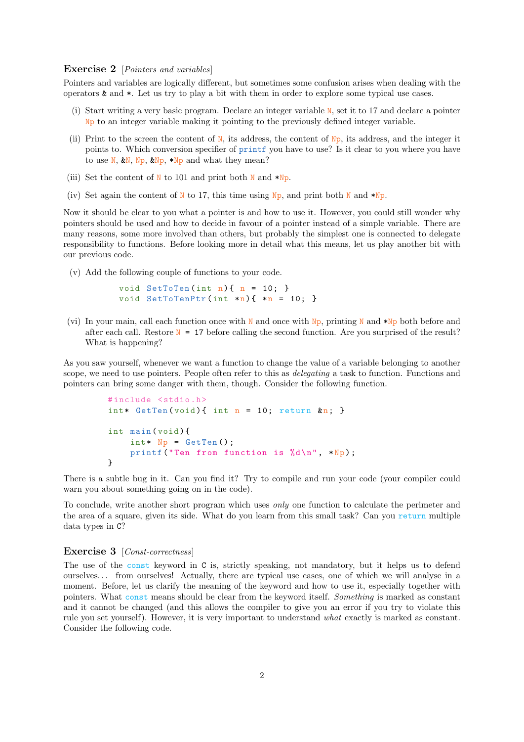## Exercise 2 *[Pointers and variables]*

Pointers and variables are logically different, but sometimes some confusion arises when dealing with the operators `&` and `*`. Let us try to play a bit with them in order to explore some typical use cases.

(i) Start writing a very basic program. Declare an integer variable `N`, set it to 17 and declare a pointer `Np` to an integer variable making it pointing to the previously defined integer variable.

(ii) Print to the screen the content of `N`, its address, the content of `Np`, its address, and the integer it points to. Which conversion specifier of `printf` you have to use? Is it clear to you where you have to use `N`, `&N`, `Np`, `&Np`, `*Np` and what they mean?

(iii) Set the content of `N` to 101 and print both `N` and `*Np`.

(iv) Set again the content of `N` to 17, this time using `Np`, and print both `N` and `*Np`.

Now it should be clear to you what a pointer is and how to use it. However, you could still wonder why pointers should be used and how to decide in favour of a pointer instead of a simple variable. There are many reasons, some more involved than others, but probably the simplest one is connected to delegate responsibility to functions. Before looking more in detail what this means, let us play another bit with our previous code.

(v) Add the following couple of functions to your code.

```c
void SetToTen(int n){ n = 10; }
void SetToTenPtr(int *n){ *n = 10; }
```

(vi) In your main, call each function once with `N` and once with `Np`, printing `N` and `*Np` both before and after each call. Restore `N = 17` before calling the second function. Are you surprised of the result? What is happening?

As you saw yourself, whenever we want a function to change the value of a variable belonging to another scope, we need to use pointers. People often refer to this as *delegating* a task to function. Functions and pointers can bring some danger with them, though. Consider the following function.

```c
#include <stdio.h>
int* GetTen(void){ int n = 10; return &n; }

int main(void){
    int* Np = GetTen();
    printf("Ten from function is %d\n", *Np);
}
```

There is a subtle bug in it. Can you find it? Try to compile and run your code (your compiler could warn you about something going on in the code).

To conclude, write another short program which uses *only* one function to calculate the perimeter and the area of a square, given its side. What do you learn from this small task? Can you `return` multiple data types in `C`?

## Exercise 3 *[Const-correctness]*

The use of the `const` keyword in `C` is, strictly speaking, not mandatory, but it helps us to defend ourselves... from ourselves! Actually, there are typical use cases, one of which we will analyse in a moment. Before, let us clarify the meaning of the keyword and how to use it, especially together with pointers. What `const` means should be clear from the keyword itself. *Something* is marked as constant and it cannot be changed (and this allows the compiler to give you an error if you try to violate this rule you set yourself). However, it is very important to understand *what* exactly is marked as constant. Consider the following code.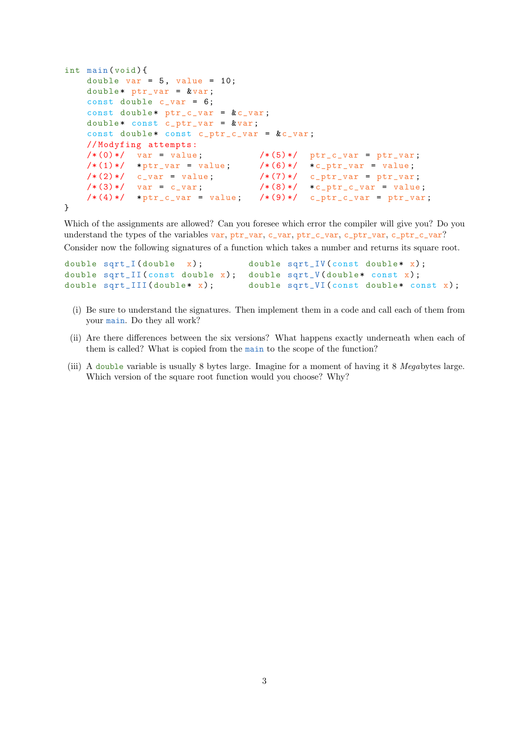```
int main(void){
    double var = 5, value = 10;
    double* ptr_var = &var;
    const double c_var = 6;
    const double* ptr_c_var = &c_var;
    double* const c_ptr_var = &var;
    const double* const c_ptr_c_var = &c_var;
    //Modyfing attempts:
    /*(0)*/  var = value;          /*(5)*/  ptr_c_var = ptr_var;
    /*(1)*/  *ptr_var = value;     /*(6)*/  *c_ptr_var = value;
    /*(2)*/  c_var = value;        /*(7)*/  c_ptr_var = ptr_var;
    /*(3)*/  var = c_var;          /*(8)*/  *c_ptr_c_var = value;
    /*(4)*/  *ptr_c_var = value;   /*(9)*/  c_ptr_c_var = ptr_var;
}
```

Which of the assignments are allowed? Can you foresee which error the compiler will give you? Do you understand the types of the variables `var`, `ptr_var`, `c_var`, `ptr_c_var`, `c_ptr_var`, `c_ptr_c_var`?

Consider now the following signatures of a function which takes a number and returns its square root.

```
double sqrt_I(double  x);          double sqrt_IV(const double* x);
double sqrt_II(const double x);    double sqrt_V(double* const x);
double sqrt_III(double* x);        double sqrt_VI(const double* const x);
```

(i) Be sure to understand the signatures. Then implement them in a code and call each of them from your `main`. Do they all work?

(ii) Are there differences between the six versions? What happens exactly underneath when each of them is called? What is copied from the `main` to the scope of the function?

(iii) A `double` variable is usually 8 bytes large. Imagine for a moment of having it 8 *Mega*bytes large. Which version of the square root function would you choose? Why?